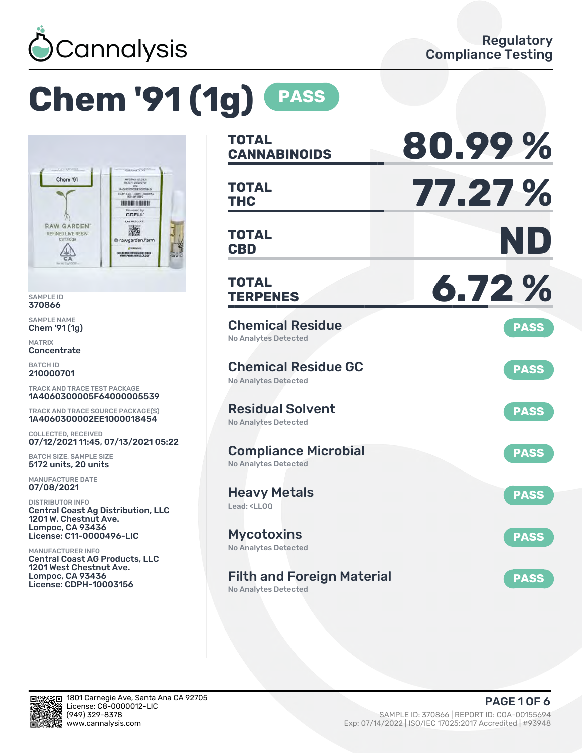Cannalysis

Regulatory Compliance Testing

# Chem '91 (1g) PASS

SAMPLE ID
370866

SAMPLE NAME
Chem '91 (1g)

MATRIX
Concentrate

BATCH ID
210000701

TRACK AND TRACE TEST PACKAGE
1A4060300005F64000005539

TRACK AND TRACE SOURCE PACKAGE(S)
1A4060300002EE1000018454

COLLECTED, RECEIVED
07/12/2021 11:45, 07/13/2021 05:22

BATCH SIZE, SAMPLE SIZE
5172 units, 20 units

MANUFACTURE DATE
07/08/2021

DISTRIBUTOR INFO
Central Coast Ag Distribution, LLC
1201 W. Chestnut Ave.
Lompoc, CA 93436
License: C11-0000496-LIC

MANUFACTURER INFO
Central Coast AG Products, LLC
1201 West Chestnut Ave.
Lompoc, CA 93436
License: CDPH-10003156

| | |
|---|---|
| **TOTAL CANNABINOIDS** | **80.99 %** |
| **TOTAL THC** | **77.27 %** |
| **TOTAL CBD** | **ND** |
| **TOTAL TERPENES** | **6.72 %** |

| Test | Result | Status |
|---|---|---|
| Chemical Residue | No Analytes Detected | PASS |
| Chemical Residue GC | No Analytes Detected | PASS |
| Residual Solvent | No Analytes Detected | PASS |
| Compliance Microbial | No Analytes Detected | PASS |
| Heavy Metals | Lead: <LLOQ | PASS |
| Mycotoxins | No Analytes Detected | PASS |
| Filth and Foreign Material | No Analytes Detected | PASS |

1801 Carnegie Ave, Santa Ana CA 92705
License: C8-0000012-LIC
(949) 329-8378
www.cannalysis.com

SAMPLE ID: 370866 | REPORT ID: COA-00155694
Exp: 07/14/2022 | ISO/IEC 17025:2017 Accredited | #93948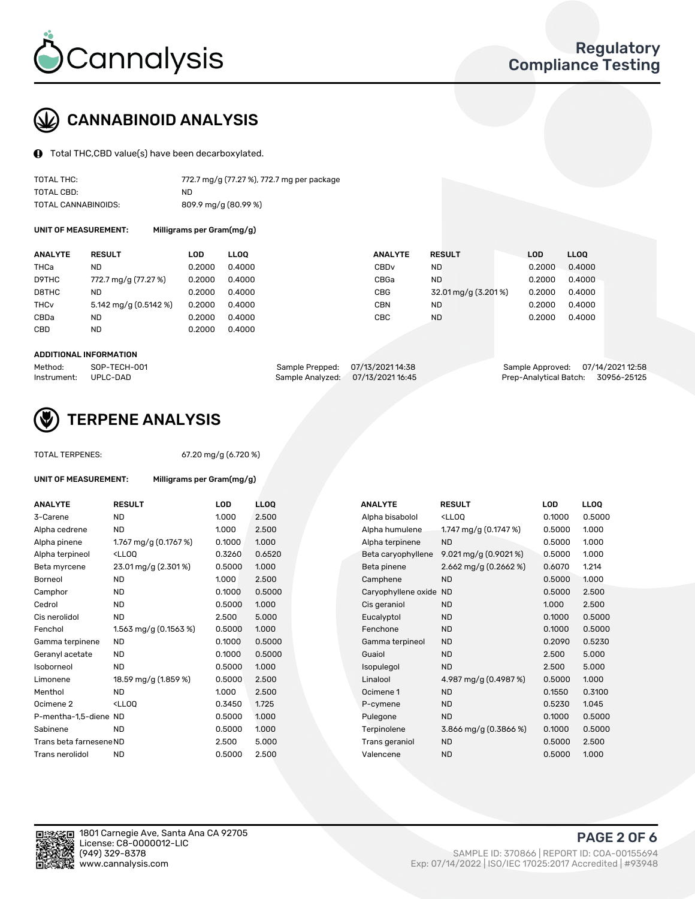# CANNABINOID ANALYSIS

Total THC,CBD value(s) have been decarboxylated.

| | |
|---|---|
| TOTAL THC: | 772.7 mg/g (77.27 %), 772.7 mg per package |
| TOTAL CBD: | ND |
| TOTAL CANNABINOIDS: | 809.9 mg/g (80.99 %) |

UNIT OF MEASUREMENT: Milligrams per Gram(mg/g)

| ANALYTE | RESULT | LOD | LLOQ | ANALYTE | RESULT | LOD | LLOQ |
|---|---|---|---|---|---|---|---|
| THCa | ND | 0.2000 | 0.4000 | CBDv | ND | 0.2000 | 0.4000 |
| D9THC | 772.7 mg/g (77.27 %) | 0.2000 | 0.4000 | CBGa | ND | 0.2000 | 0.4000 |
| D8THC | ND | 0.2000 | 0.4000 | CBG | 32.01 mg/g (3.201 %) | 0.2000 | 0.4000 |
| THCv | 5.142 mg/g (0.5142 %) | 0.2000 | 0.4000 | CBN | ND | 0.2000 | 0.4000 |
| CBDa | ND | 0.2000 | 0.4000 | CBC | ND | 0.2000 | 0.4000 |
| CBD | ND | 0.2000 | 0.4000 | | | | |

### ADDITIONAL INFORMATION

| | | | | | |
|---|---|---|---|---|---|
| Method: | SOP-TECH-001 | Sample Prepped: | 07/13/2021 14:38 | Sample Approved: | 07/14/2021 12:58 |
| Instrument: | UPLC-DAD | Sample Analyzed: | 07/13/2021 16:45 | Prep-Analytical Batch: | 30956-25125 |

# TERPENE ANALYSIS

TOTAL TERPENES: 67.20 mg/g (6.720 %)

UNIT OF MEASUREMENT: Milligrams per Gram(mg/g)

| ANALYTE | RESULT | LOD | LLOQ | ANALYTE | RESULT | LOD | LLOQ |
|---|---|---|---|---|---|---|---|
| 3-Carene | ND | 1.000 | 2.500 | Alpha bisabolol | <LLOQ | 0.1000 | 0.5000 |
| Alpha cedrene | ND | 1.000 | 2.500 | Alpha humulene | 1.747 mg/g (0.1747 %) | 0.5000 | 1.000 |
| Alpha pinene | 1.767 mg/g (0.1767 %) | 0.1000 | 1.000 | Alpha terpinene | ND | 0.5000 | 1.000 |
| Alpha terpineol | <LLOQ | 0.3260 | 0.6520 | Beta caryophyllene | 9.021 mg/g (0.9021 %) | 0.5000 | 1.000 |
| Beta myrcene | 23.01 mg/g (2.301 %) | 0.5000 | 1.000 | Beta pinene | 2.662 mg/g (0.2662 %) | 0.6070 | 1.214 |
| Borneol | ND | 1.000 | 2.500 | Camphene | ND | 0.5000 | 1.000 |
| Camphor | ND | 0.1000 | 0.5000 | Caryophyllene oxide | ND | 0.5000 | 2.500 |
| Cedrol | ND | 0.5000 | 1.000 | Cis geraniol | ND | 1.000 | 2.500 |
| Cis nerolidol | ND | 2.500 | 5.000 | Eucalyptol | ND | 0.1000 | 0.5000 |
| Fenchol | 1.563 mg/g (0.1563 %) | 0.5000 | 1.000 | Fenchone | ND | 0.1000 | 0.5000 |
| Gamma terpinene | ND | 0.1000 | 0.5000 | Gamma terpineol | ND | 0.2090 | 0.5230 |
| Geranyl acetate | ND | 0.1000 | 0.5000 | Guaiol | ND | 2.500 | 5.000 |
| Isoborneol | ND | 0.5000 | 1.000 | Isopulegol | ND | 2.500 | 5.000 |
| Limonene | 18.59 mg/g (1.859 %) | 0.5000 | 2.500 | Linalool | 4.987 mg/g (0.4987 %) | 0.5000 | 1.000 |
| Menthol | ND | 1.000 | 2.500 | Ocimene 1 | ND | 0.1550 | 0.3100 |
| Ocimene 2 | <LLOQ | 0.3450 | 1.725 | P-cymene | ND | 0.5230 | 1.045 |
| P-mentha-1,5-diene | ND | 0.5000 | 1.000 | Pulegone | ND | 0.1000 | 0.5000 |
| Sabinene | ND | 0.5000 | 1.000 | Terpinolene | 3.866 mg/g (0.3866 %) | 0.1000 | 0.5000 |
| Trans beta farnesene | ND | 2.500 | 5.000 | Trans geraniol | ND | 0.5000 | 2.500 |
| Trans nerolidol | ND | 0.5000 | 2.500 | Valencene | ND | 0.5000 | 1.000 |

1801 Carnegie Ave, Santa Ana CA 92705
License: C8-0000012-LIC
(949) 329-8378
www.cannalysis.com

SAMPLE ID: 370866 | REPORT ID: COA-00155694
Exp: 07/14/2022 | ISO/IEC 17025:2017 Accredited | #93948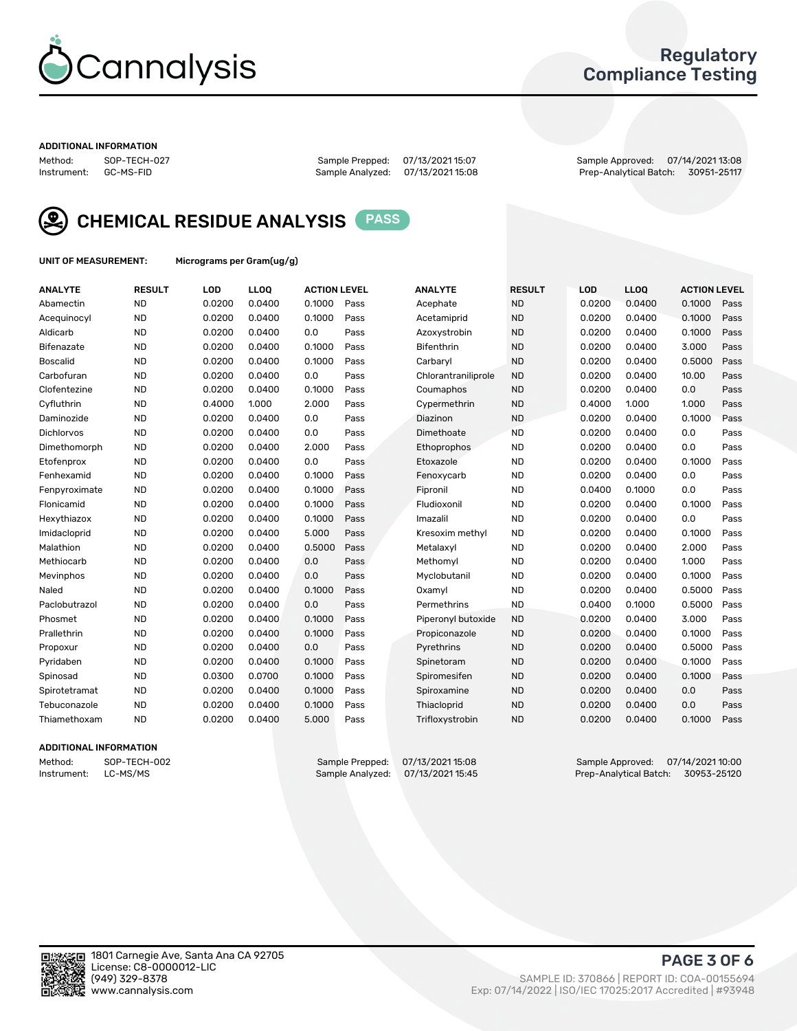# Cannalysis

## Regulatory Compliance Testing

**ADDITIONAL INFORMATION**

Method: SOP-TECH-027
Instrument: GC-MS-FID

Sample Prepped: 07/13/2021 15:07
Sample Analyzed: 07/13/2021 15:08

Sample Approved: 07/14/2021 13:08
Prep-Analytical Batch: 30951-25117

## CHEMICAL RESIDUE ANALYSIS PASS

**UNIT OF MEASUREMENT:** Micrograms per Gram(ug/g)

| ANALYTE | RESULT | LOD | LLOQ | ACTION LEVEL | | ANALYTE | RESULT | LOD | LLOQ | ACTION LEVEL | |
|---|---|---|---|---|---|---|---|---|---|---|---|
| Abamectin | ND | 0.0200 | 0.0400 | 0.1000 | Pass | Acephate | ND | 0.0200 | 0.0400 | 0.1000 | Pass |
| Acequinocyl | ND | 0.0200 | 0.0400 | 0.1000 | Pass | Acetamiprid | ND | 0.0200 | 0.0400 | 0.1000 | Pass |
| Aldicarb | ND | 0.0200 | 0.0400 | 0.0 | Pass | Azoxystrobin | ND | 0.0200 | 0.0400 | 0.1000 | Pass |
| Bifenazate | ND | 0.0200 | 0.0400 | 0.1000 | Pass | Bifenthrin | ND | 0.0200 | 0.0400 | 3.000 | Pass |
| Boscalid | ND | 0.0200 | 0.0400 | 0.1000 | Pass | Carbaryl | ND | 0.0200 | 0.0400 | 0.5000 | Pass |
| Carbofuran | ND | 0.0200 | 0.0400 | 0.0 | Pass | Chlorantraniliprole | ND | 0.0200 | 0.0400 | 10.00 | Pass |
| Clofentezine | ND | 0.0200 | 0.0400 | 0.1000 | Pass | Coumaphos | ND | 0.0200 | 0.0400 | 0.0 | Pass |
| Cyfluthrin | ND | 0.4000 | 1.000 | 2.000 | Pass | Cypermethrin | ND | 0.4000 | 1.000 | 1.000 | Pass |
| Daminozide | ND | 0.0200 | 0.0400 | 0.0 | Pass | Diazinon | ND | 0.0200 | 0.0400 | 0.1000 | Pass |
| Dichlorvos | ND | 0.0200 | 0.0400 | 0.0 | Pass | Dimethoate | ND | 0.0200 | 0.0400 | 0.0 | Pass |
| Dimethomorph | ND | 0.0200 | 0.0400 | 2.000 | Pass | Ethoprophos | ND | 0.0200 | 0.0400 | 0.0 | Pass |
| Etofenprox | ND | 0.0200 | 0.0400 | 0.0 | Pass | Etoxazole | ND | 0.0200 | 0.0400 | 0.1000 | Pass |
| Fenhexamid | ND | 0.0200 | 0.0400 | 0.1000 | Pass | Fenoxycarb | ND | 0.0200 | 0.0400 | 0.0 | Pass |
| Fenpyroximate | ND | 0.0200 | 0.0400 | 0.1000 | Pass | Fipronil | ND | 0.0400 | 0.1000 | 0.0 | Pass |
| Flonicamid | ND | 0.0200 | 0.0400 | 0.1000 | Pass | Fludioxonil | ND | 0.0200 | 0.0400 | 0.1000 | Pass |
| Hexythiazox | ND | 0.0200 | 0.0400 | 0.1000 | Pass | Imazalil | ND | 0.0200 | 0.0400 | 0.0 | Pass |
| Imidacloprid | ND | 0.0200 | 0.0400 | 5.000 | Pass | Kresoxim methyl | ND | 0.0200 | 0.0400 | 0.1000 | Pass |
| Malathion | ND | 0.0200 | 0.0400 | 0.5000 | Pass | Metalaxyl | ND | 0.0200 | 0.0400 | 2.000 | Pass |
| Methiocarb | ND | 0.0200 | 0.0400 | 0.0 | Pass | Methomyl | ND | 0.0200 | 0.0400 | 1.000 | Pass |
| Mevinphos | ND | 0.0200 | 0.0400 | 0.0 | Pass | Myclobutanil | ND | 0.0200 | 0.0400 | 0.1000 | Pass |
| Naled | ND | 0.0200 | 0.0400 | 0.1000 | Pass | Oxamyl | ND | 0.0200 | 0.0400 | 0.5000 | Pass |
| Paclobutrazol | ND | 0.0200 | 0.0400 | 0.0 | Pass | Permethrins | ND | 0.0400 | 0.1000 | 0.5000 | Pass |
| Phosmet | ND | 0.0200 | 0.0400 | 0.1000 | Pass | Piperonyl butoxide | ND | 0.0200 | 0.0400 | 3.000 | Pass |
| Prallethrin | ND | 0.0200 | 0.0400 | 0.1000 | Pass | Propiconazole | ND | 0.0200 | 0.0400 | 0.1000 | Pass |
| Propoxur | ND | 0.0200 | 0.0400 | 0.0 | Pass | Pyrethrins | ND | 0.0200 | 0.0400 | 0.5000 | Pass |
| Pyridaben | ND | 0.0200 | 0.0400 | 0.1000 | Pass | Spinetoram | ND | 0.0200 | 0.0400 | 0.1000 | Pass |
| Spinosad | ND | 0.0300 | 0.0700 | 0.1000 | Pass | Spiromesifen | ND | 0.0200 | 0.0400 | 0.1000 | Pass |
| Spirotetramat | ND | 0.0200 | 0.0400 | 0.1000 | Pass | Spiroxamine | ND | 0.0200 | 0.0400 | 0.0 | Pass |
| Tebuconazole | ND | 0.0200 | 0.0400 | 0.1000 | Pass | Thiacloprid | ND | 0.0200 | 0.0400 | 0.0 | Pass |
| Thiamethoxam | ND | 0.0200 | 0.0400 | 5.000 | Pass | Trifloxystrobin | ND | 0.0200 | 0.0400 | 0.1000 | Pass |

**ADDITIONAL INFORMATION**

Method: SOP-TECH-002
Instrument: LC-MS/MS

Sample Prepped: 07/13/2021 15:08
Sample Analyzed: 07/13/2021 15:45

Sample Approved: 07/14/2021 10:00
Prep-Analytical Batch: 30953-25120

1801 Carnegie Ave, Santa Ana CA 92705
License: C8-0000012-LIC
(949) 329-8378
www.cannalysis.com

SAMPLE ID: 370866 | REPORT ID: COA-00155694
Exp: 07/14/2022 | ISO/IEC 17025:2017 Accredited | #93948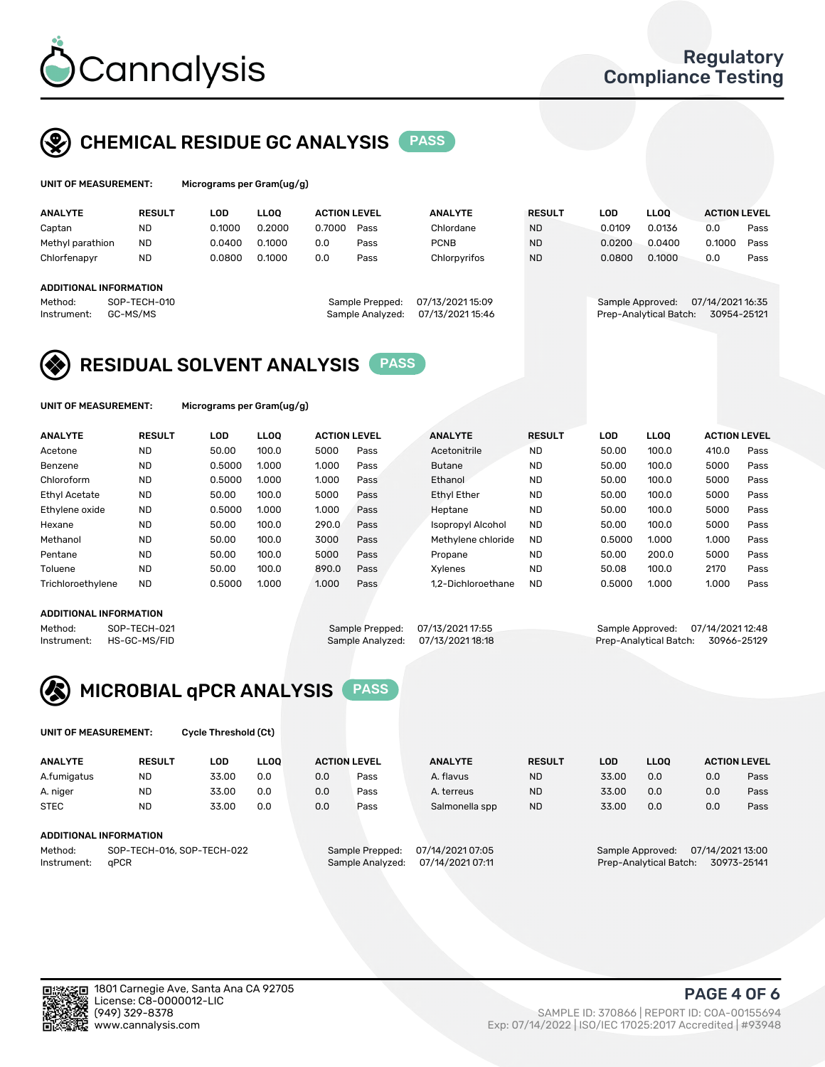# Cannalysis

Regulatory Compliance Testing

## CHEMICAL RESIDUE GC ANALYSIS PASS

**UNIT OF MEASUREMENT:** Micrograms per Gram(ug/g)

| ANALYTE | RESULT | LOD | LLOQ | ACTION LEVEL | | ANALYTE | RESULT | LOD | LLOQ | ACTION LEVEL | |
|---|---|---|---|---|---|---|---|---|---|---|---|
| Captan | ND | 0.1000 | 0.2000 | 0.7000 | Pass | Chlordane | ND | 0.0109 | 0.0136 | 0.0 | Pass |
| Methyl parathion | ND | 0.0400 | 0.1000 | 0.0 | Pass | PCNB | ND | 0.0200 | 0.0400 | 0.1000 | Pass |
| Chlorfenapyr | ND | 0.0800 | 0.1000 | 0.0 | Pass | Chlorpyrifos | ND | 0.0800 | 0.1000 | 0.0 | Pass |

**ADDITIONAL INFORMATION**

Method: SOP-TECH-010
Instrument: GC-MS/MS
Sample Prepped: 07/13/2021 15:09
Sample Analyzed: 07/13/2021 15:46
Sample Approved: 07/14/2021 16:35
Prep-Analytical Batch: 30954-25121

## RESIDUAL SOLVENT ANALYSIS PASS

**UNIT OF MEASUREMENT:** Micrograms per Gram(ug/g)

| ANALYTE | RESULT | LOD | LLOQ | ACTION LEVEL | | ANALYTE | RESULT | LOD | LLOQ | ACTION LEVEL | |
|---|---|---|---|---|---|---|---|---|---|---|---|
| Acetone | ND | 50.00 | 100.0 | 5000 | Pass | Acetonitrile | ND | 50.00 | 100.0 | 410.0 | Pass |
| Benzene | ND | 0.5000 | 1.000 | 1.000 | Pass | Butane | ND | 50.00 | 100.0 | 5000 | Pass |
| Chloroform | ND | 0.5000 | 1.000 | 1.000 | Pass | Ethanol | ND | 50.00 | 100.0 | 5000 | Pass |
| Ethyl Acetate | ND | 50.00 | 100.0 | 5000 | Pass | Ethyl Ether | ND | 50.00 | 100.0 | 5000 | Pass |
| Ethylene oxide | ND | 0.5000 | 1.000 | 1.000 | Pass | Heptane | ND | 50.00 | 100.0 | 5000 | Pass |
| Hexane | ND | 50.00 | 100.0 | 290.0 | Pass | Isopropyl Alcohol | ND | 50.00 | 100.0 | 5000 | Pass |
| Methanol | ND | 50.00 | 100.0 | 3000 | Pass | Methylene chloride | ND | 0.5000 | 1.000 | 1.000 | Pass |
| Pentane | ND | 50.00 | 100.0 | 5000 | Pass | Propane | ND | 50.00 | 200.0 | 5000 | Pass |
| Toluene | ND | 50.00 | 100.0 | 890.0 | Pass | Xylenes | ND | 50.08 | 100.0 | 2170 | Pass |
| Trichloroethylene | ND | 0.5000 | 1.000 | 1.000 | Pass | 1,2-Dichloroethane | ND | 0.5000 | 1.000 | 1.000 | Pass |

**ADDITIONAL INFORMATION**

Method: SOP-TECH-021
Instrument: HS-GC-MS/FID
Sample Prepped: 07/13/2021 17:55
Sample Analyzed: 07/13/2021 18:18
Sample Approved: 07/14/2021 12:48
Prep-Analytical Batch: 30966-25129

## MICROBIAL qPCR ANALYSIS PASS

**UNIT OF MEASUREMENT:** Cycle Threshold (Ct)

| ANALYTE | RESULT | LOD | LLOQ | ACTION LEVEL | | ANALYTE | RESULT | LOD | LLOQ | ACTION LEVEL | |
|---|---|---|---|---|---|---|---|---|---|---|---|
| A.fumigatus | ND | 33.00 | 0.0 | 0.0 | Pass | A. flavus | ND | 33.00 | 0.0 | 0.0 | Pass |
| A. niger | ND | 33.00 | 0.0 | 0.0 | Pass | A. terreus | ND | 33.00 | 0.0 | 0.0 | Pass |
| STEC | ND | 33.00 | 0.0 | 0.0 | Pass | Salmonella spp | ND | 33.00 | 0.0 | 0.0 | Pass |

**ADDITIONAL INFORMATION**

Method: SOP-TECH-016, SOP-TECH-022
Instrument: qPCR
Sample Prepped: 07/14/2021 07:05
Sample Analyzed: 07/14/2021 07:11
Sample Approved: 07/14/2021 13:00
Prep-Analytical Batch: 30973-25141

1801 Carnegie Ave, Santa Ana CA 92705
License: C8-0000012-LIC
(949) 329-8378
www.cannalysis.com

SAMPLE ID: 370866 | REPORT ID: COA-00155694
Exp: 07/14/2022 | ISO/IEC 17025:2017 Accredited | #93948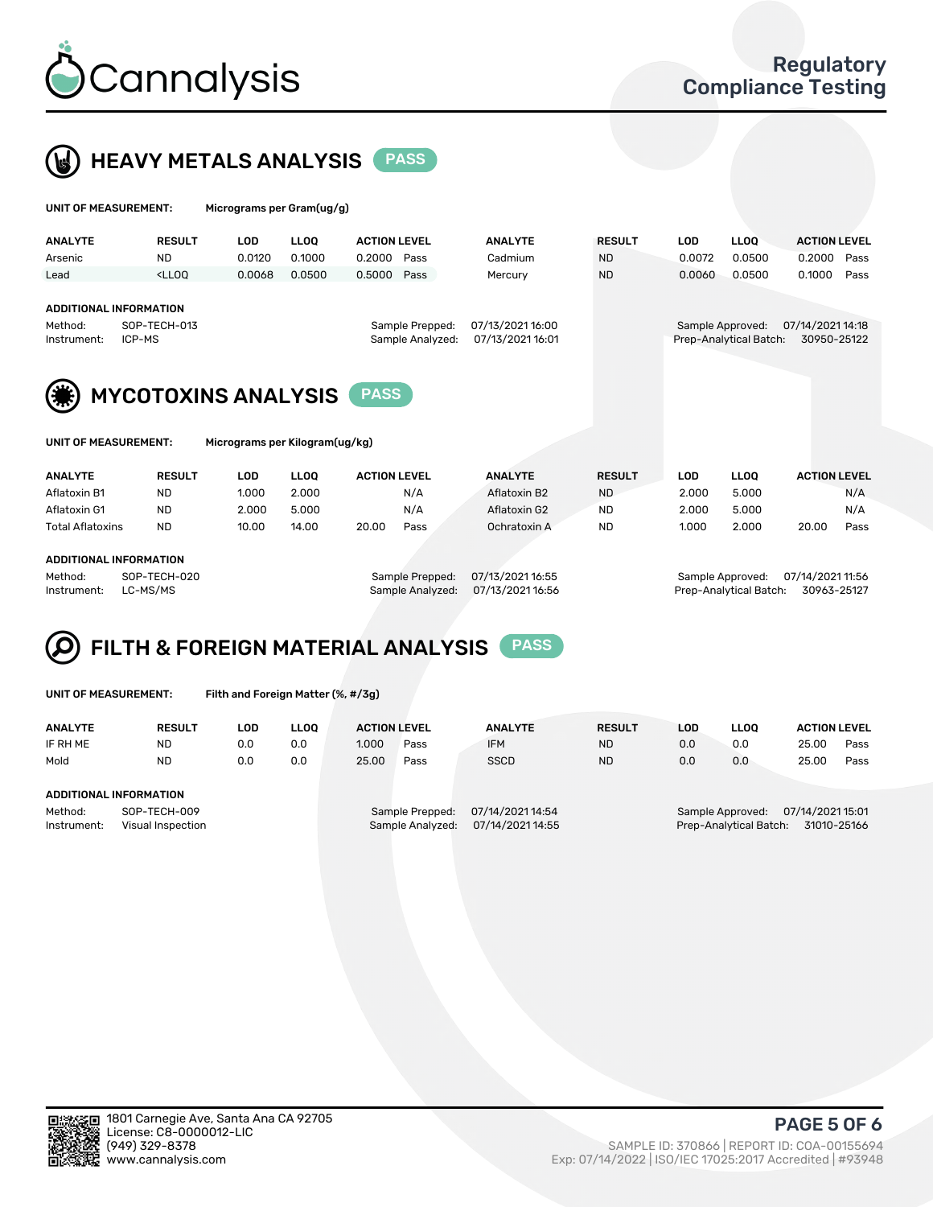# Cannalysis

Regulatory Compliance Testing

## HEAVY METALS ANALYSIS PASS

**UNIT OF MEASUREMENT:** Micrograms per Gram(ug/g)

| ANALYTE | RESULT | LOD | LLOQ | ACTION LEVEL | | ANALYTE | RESULT | LOD | LLOQ | ACTION LEVEL | |
|---|---|---|---|---|---|---|---|---|---|---|---|
| Arsenic | ND | 0.0120 | 0.1000 | 0.2000 | Pass | Cadmium | ND | 0.0072 | 0.0500 | 0.2000 | Pass |
| Lead | <LLOQ | 0.0068 | 0.0500 | 0.5000 | Pass | Mercury | ND | 0.0060 | 0.0500 | 0.1000 | Pass |

**ADDITIONAL INFORMATION**

Method: SOP-TECH-013
Instrument: ICP-MS

Sample Prepped: 07/13/2021 16:00
Sample Analyzed: 07/13/2021 16:01

Sample Approved: 07/14/2021 14:18
Prep-Analytical Batch: 30950-25122

## MYCOTOXINS ANALYSIS PASS

**UNIT OF MEASUREMENT:** Micrograms per Kilogram(ug/kg)

| ANALYTE | RESULT | LOD | LLOQ | ACTION LEVEL | | ANALYTE | RESULT | LOD | LLOQ | ACTION LEVEL | |
|---|---|---|---|---|---|---|---|---|---|---|---|
| Aflatoxin B1 | ND | 1.000 | 2.000 | | N/A | Aflatoxin B2 | ND | 2.000 | 5.000 | | N/A |
| Aflatoxin G1 | ND | 2.000 | 5.000 | | N/A | Aflatoxin G2 | ND | 2.000 | 5.000 | | N/A |
| Total Aflatoxins | ND | 10.00 | 14.00 | 20.00 | Pass | Ochratoxin A | ND | 1.000 | 2.000 | 20.00 | Pass |

**ADDITIONAL INFORMATION**

Method: SOP-TECH-020
Instrument: LC-MS/MS

Sample Prepped: 07/13/2021 16:55
Sample Analyzed: 07/13/2021 16:56

Sample Approved: 07/14/2021 11:56
Prep-Analytical Batch: 30963-25127

## FILTH & FOREIGN MATERIAL ANALYSIS PASS

**UNIT OF MEASUREMENT:** Filth and Foreign Matter (%, #/3g)

| ANALYTE | RESULT | LOD | LLOQ | ACTION LEVEL | | ANALYTE | RESULT | LOD | LLOQ | ACTION LEVEL | |
|---|---|---|---|---|---|---|---|---|---|---|---|
| IF RH ME | ND | 0.0 | 0.0 | 1.000 | Pass | IFM | ND | 0.0 | 0.0 | 25.00 | Pass |
| Mold | ND | 0.0 | 0.0 | 25.00 | Pass | SSCD | ND | 0.0 | 0.0 | 25.00 | Pass |

**ADDITIONAL INFORMATION**

Method: SOP-TECH-009
Instrument: Visual Inspection

Sample Prepped: 07/14/2021 14:54
Sample Analyzed: 07/14/2021 14:55

Sample Approved: 07/14/2021 15:01
Prep-Analytical Batch: 31010-25166

1801 Carnegie Ave, Santa Ana CA 92705
License: C8-0000012-LIC
(949) 329-8378
www.cannalysis.com

SAMPLE ID: 370866 | REPORT ID: COA-00155694
Exp: 07/14/2022 | ISO/IEC 17025:2017 Accredited | #93948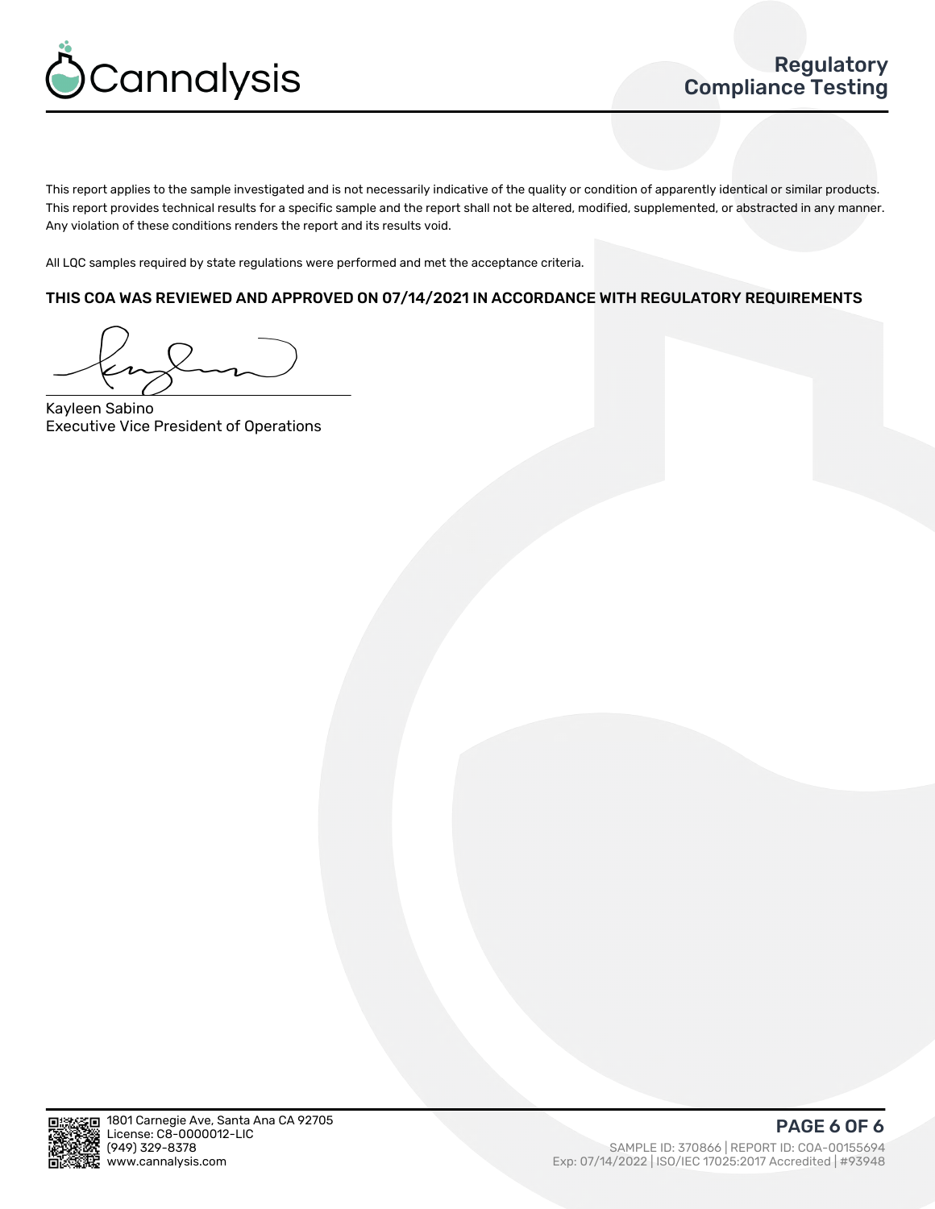This report applies to the sample investigated and is not necessarily indicative of the quality or condition of apparently identical or similar products. This report provides technical results for a specific sample and the report shall not be altered, modified, supplemented, or abstracted in any manner. Any violation of these conditions renders the report and its results void.

All LQC samples required by state regulations were performed and met the acceptance criteria.

**THIS COA WAS REVIEWED AND APPROVED ON 07/14/2021 IN ACCORDANCE WITH REGULATORY REQUIREMENTS**

Kayleen Sabino
Executive Vice President of Operations

1801 Carnegie Ave, Santa Ana CA 92705
License: C8-0000012-LIC
(949) 329-8378
www.cannalysis.com

SAMPLE ID: 370866 | REPORT ID: COA-00155694
Exp: 07/14/2022 | ISO/IEC 17025:2017 Accredited | #93948